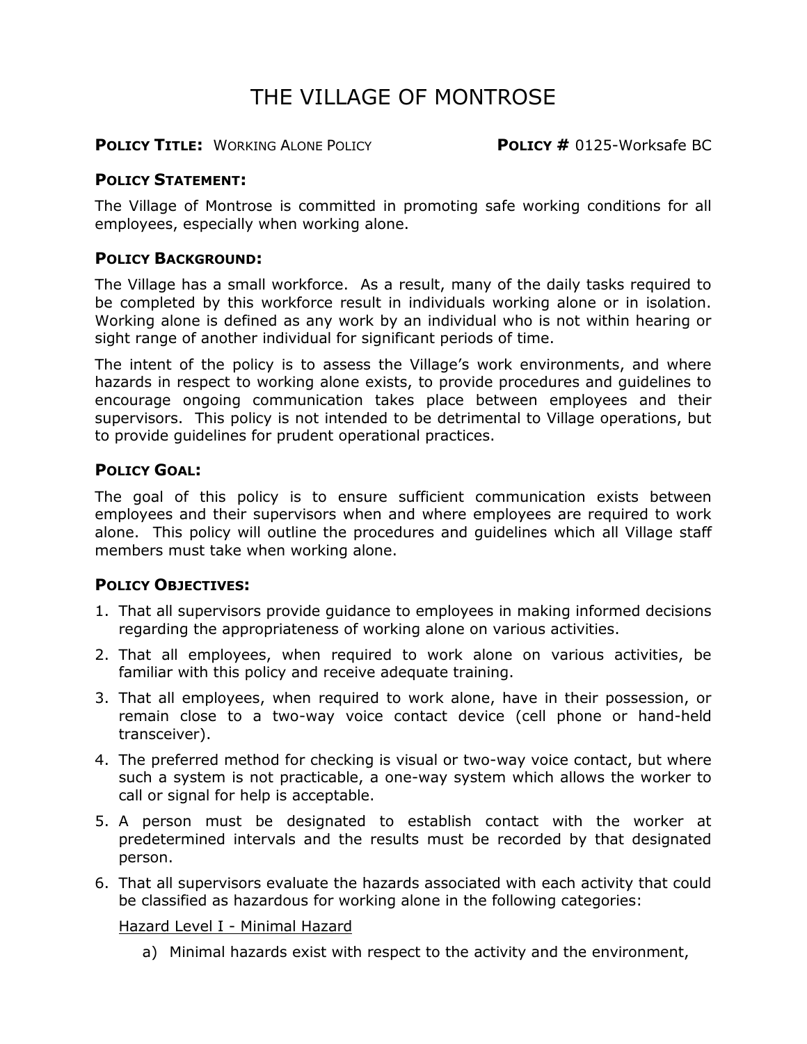# THE VILLAGE OF MONTROSE

**POLICY TITLE:** WORKING ALONE POLICY **POLICY #** 0125-Worksafe BC

## POLICY STATEMENT:

The Village of Montrose is committed in promoting safe working conditions for all employees, especially when working alone.

## POLICY BACKGROUND:

The Village has a small workforce. As a result, many of the daily tasks required to be completed by this workforce result in individuals working alone or in isolation. Working alone is defined as any work by an individual who is not within hearing or sight range of another individual for significant periods of time.

The intent of the policy is to assess the Village's work environments, and where hazards in respect to working alone exists, to provide procedures and guidelines to encourage ongoing communication takes place between employees and their supervisors. This policy is not intended to be detrimental to Village operations, but to provide guidelines for prudent operational practices.

## POLICY GOAL:

The goal of this policy is to ensure sufficient communication exists between employees and their supervisors when and where employees are required to work alone. This policy will outline the procedures and guidelines which all Village staff members must take when working alone.

## POLICY OBJECTIVES:

1. That all supervisors provide guidance to employees in making informed decisions regarding the appropriateness of working alone on various activities.
2. That all employees, when required to work alone on various activities, be familiar with this policy and receive adequate training.
3. That all employees, when required to work alone, have in their possession, or remain close to a two-way voice contact device (cell phone or hand-held transceiver).
4. The preferred method for checking is visual or two-way voice contact, but where such a system is not practicable, a one-way system which allows the worker to call or signal for help is acceptable.
5. A person must be designated to establish contact with the worker at predetermined intervals and the results must be recorded by that designated person.
6. That all supervisors evaluate the hazards associated with each activity that could be classified as hazardous for working alone in the following categories:

   <u>Hazard Level I - Minimal Hazard</u>

   a) Minimal hazards exist with respect to the activity and the environment,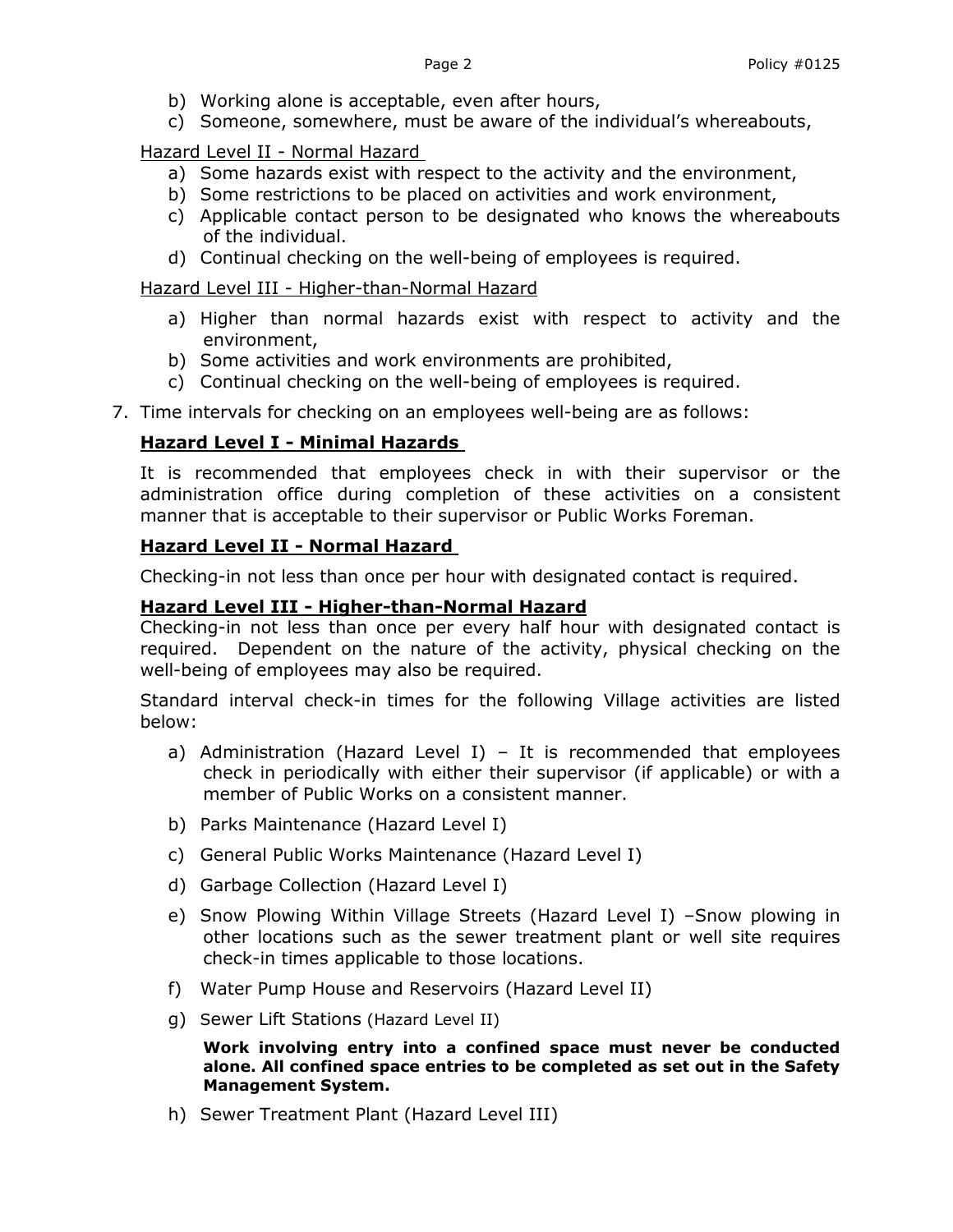b) Working alone is acceptable, even after hours,
c) Someone, somewhere, must be aware of the individual's whereabouts,

Hazard Level II - Normal Hazard

a) Some hazards exist with respect to the activity and the environment,
b) Some restrictions to be placed on activities and work environment,
c) Applicable contact person to be designated who knows the whereabouts of the individual.
d) Continual checking on the well-being of employees is required.

Hazard Level III - Higher-than-Normal Hazard

a) Higher than normal hazards exist with respect to activity and the environment,
b) Some activities and work environments are prohibited,
c) Continual checking on the well-being of employees is required.

7. Time intervals for checking on an employees well-being are as follows:

**Hazard Level I - Minimal Hazards**

It is recommended that employees check in with their supervisor or the administration office during completion of these activities on a consistent manner that is acceptable to their supervisor or Public Works Foreman.

**Hazard Level II - Normal Hazard**

Checking-in not less than once per hour with designated contact is required.

**Hazard Level III - Higher-than-Normal Hazard**

Checking-in not less than once per every half hour with designated contact is required. Dependent on the nature of the activity, physical checking on the well-being of employees may also be required.

Standard interval check-in times for the following Village activities are listed below:

a) Administration (Hazard Level I) – It is recommended that employees check in periodically with either their supervisor (if applicable) or with a member of Public Works on a consistent manner.

b) Parks Maintenance (Hazard Level I)

c) General Public Works Maintenance (Hazard Level I)

d) Garbage Collection (Hazard Level I)

e) Snow Plowing Within Village Streets (Hazard Level I) –Snow plowing in other locations such as the sewer treatment plant or well site requires check-in times applicable to those locations.

f) Water Pump House and Reservoirs (Hazard Level II)

g) Sewer Lift Stations (Hazard Level II)

**Work involving entry into a confined space must never be conducted alone. All confined space entries to be completed as set out in the Safety Management System.**

h) Sewer Treatment Plant (Hazard Level III)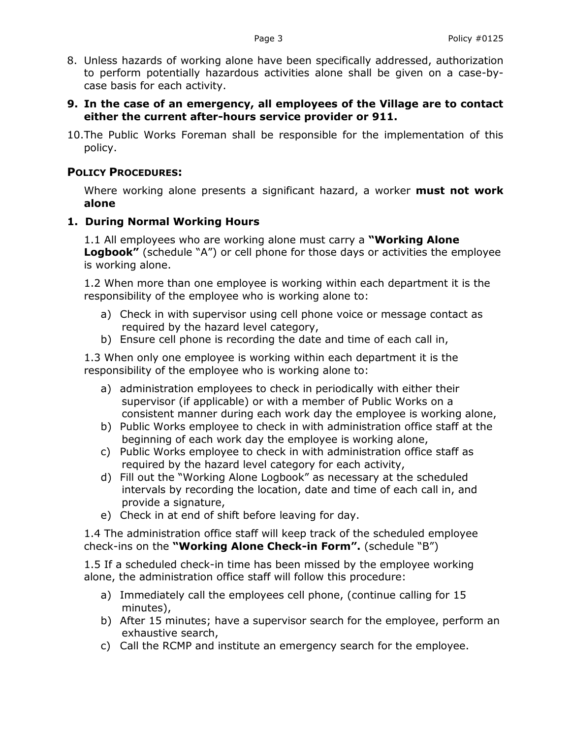8. Unless hazards of working alone have been specifically addressed, authorization to perform potentially hazardous activities alone shall be given on a case-by-case basis for each activity.

9. **In the case of an emergency, all employees of the Village are to contact either the current after-hours service provider or 911.**

10. The Public Works Foreman shall be responsible for the implementation of this policy.

## Policy Procedures:

Where working alone presents a significant hazard, a worker **must not work alone**

### 1. During Normal Working Hours

1.1 All employees who are working alone must carry a **"Working Alone Logbook"** (schedule "A") or cell phone for those days or activities the employee is working alone.

1.2 When more than one employee is working within each department it is the responsibility of the employee who is working alone to:

a) Check in with supervisor using cell phone voice or message contact as required by the hazard level category,
b) Ensure cell phone is recording the date and time of each call in,

1.3 When only one employee is working within each department it is the responsibility of the employee who is working alone to:

a) administration employees to check in periodically with either their supervisor (if applicable) or with a member of Public Works on a consistent manner during each work day the employee is working alone,
b) Public Works employee to check in with administration office staff at the beginning of each work day the employee is working alone,
c) Public Works employee to check in with administration office staff as required by the hazard level category for each activity,
d) Fill out the "Working Alone Logbook" as necessary at the scheduled intervals by recording the location, date and time of each call in, and provide a signature,
e) Check in at end of shift before leaving for day.

1.4 The administration office staff will keep track of the scheduled employee check-ins on the **"Working Alone Check-in Form".** (schedule "B")

1.5 If a scheduled check-in time has been missed by the employee working alone, the administration office staff will follow this procedure:

a) Immediately call the employees cell phone, (continue calling for 15 minutes),
b) After 15 minutes; have a supervisor search for the employee, perform an exhaustive search,
c) Call the RCMP and institute an emergency search for the employee.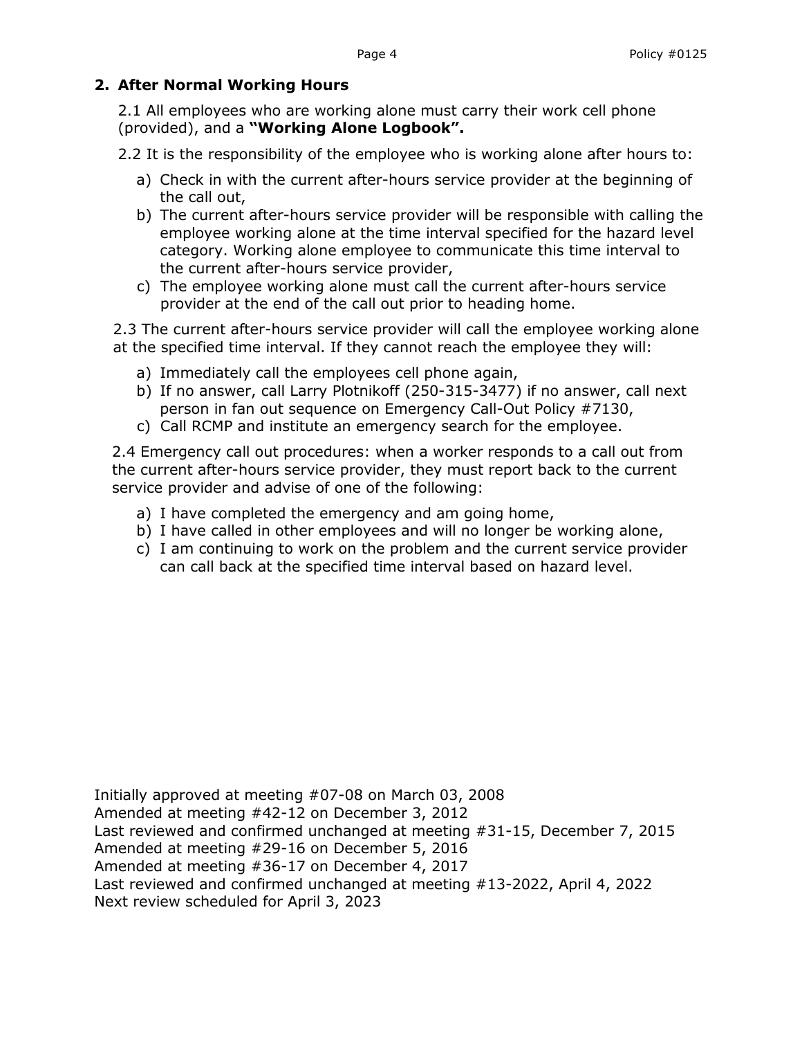## 2. After Normal Working Hours

2.1 All employees who are working alone must carry their work cell phone (provided), and a **"Working Alone Logbook".**

2.2 It is the responsibility of the employee who is working alone after hours to:

a) Check in with the current after-hours service provider at the beginning of the call out,
b) The current after-hours service provider will be responsible with calling the employee working alone at the time interval specified for the hazard level category. Working alone employee to communicate this time interval to the current after-hours service provider,
c) The employee working alone must call the current after-hours service provider at the end of the call out prior to heading home.

2.3 The current after-hours service provider will call the employee working alone at the specified time interval. If they cannot reach the employee they will:

a) Immediately call the employees cell phone again,
b) If no answer, call Larry Plotnikoff (250-315-3477) if no answer, call next person in fan out sequence on Emergency Call-Out Policy #7130,
c) Call RCMP and institute an emergency search for the employee.

2.4 Emergency call out procedures: when a worker responds to a call out from the current after-hours service provider, they must report back to the current service provider and advise of one of the following:

a) I have completed the emergency and am going home,
b) I have called in other employees and will no longer be working alone,
c) I am continuing to work on the problem and the current service provider can call back at the specified time interval based on hazard level.

Initially approved at meeting #07-08 on March 03, 2008
Amended at meeting #42-12 on December 3, 2012
Last reviewed and confirmed unchanged at meeting #31-15, December 7, 2015
Amended at meeting #29-16 on December 5, 2016
Amended at meeting #36-17 on December 4, 2017
Last reviewed and confirmed unchanged at meeting #13-2022, April 4, 2022
Next review scheduled for April 3, 2023